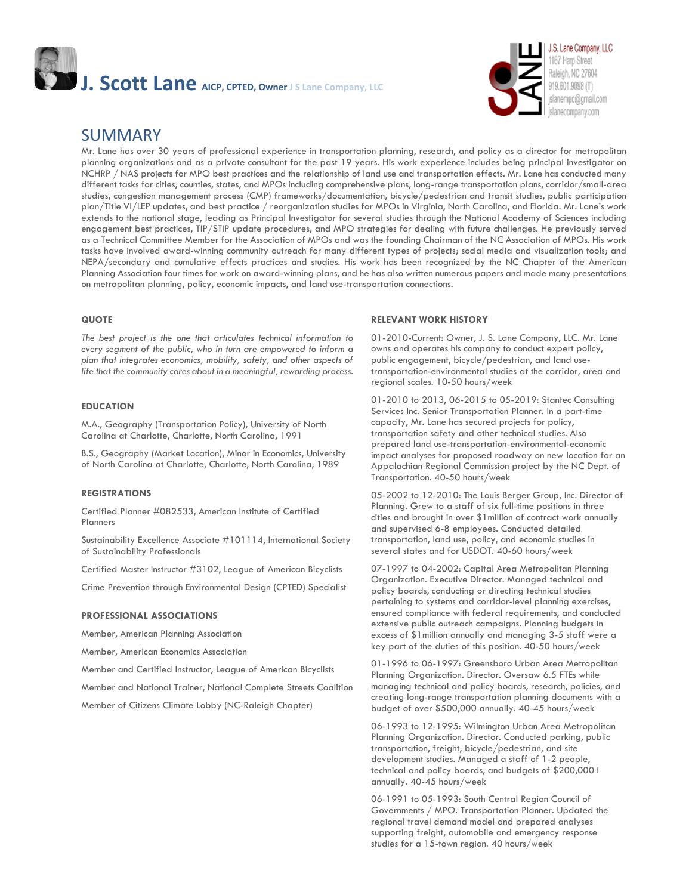# J. Scott Lane AICP, CPTED, Owner J S Lane Company, LLC

J.S. Lane Company, LLC
1167 Harp Street
Raleigh, NC 27604
919.601.9098 (T)
jslanempo@gmail.com
jslanecompany.com

## SUMMARY

Mr. Lane has over 30 years of professional experience in transportation planning, research, and policy as a director for metropolitan planning organizations and as a private consultant for the past 19 years. His work experience includes being principal investigator on NCHRP / NAS projects for MPO best practices and the relationship of land use and transportation effects. Mr. Lane has conducted many different tasks for cities, counties, states, and MPOs including comprehensive plans, long-range transportation plans, corridor/small-area studies, congestion management process (CMP) frameworks/documentation, bicycle/pedestrian and transit studies, public participation plan/Title VI/LEP updates, and best practice / reorganization studies for MPOs in Virginia, North Carolina, and Florida. Mr. Lane's work extends to the national stage, leading as Principal Investigator for several studies through the National Academy of Sciences including engagement best practices, TIP/STIP update procedures, and MPO strategies for dealing with future challenges. He previously served as a Technical Committee Member for the Association of MPOs and was the founding Chairman of the NC Association of MPOs. His work tasks have involved award-winning community outreach for many different types of projects; social media and visualization tools; and NEPA/secondary and cumulative effects practices and studies. His work has been recognized by the NC Chapter of the American Planning Association four times for work on award-winning plans, and he has also written numerous papers and made many presentations on metropolitan planning, policy, economic impacts, and land use-transportation connections.

### QUOTE

*The best project is the one that articulates technical information to every segment of the public, who in turn are empowered to inform a plan that integrates economics, mobility, safety, and other aspects of life that the community cares about in a meaningful, rewarding process.*

### EDUCATION

M.A., Geography (Transportation Policy), University of North Carolina at Charlotte, Charlotte, North Carolina, 1991

B.S., Geography (Market Location), Minor in Economics, University of North Carolina at Charlotte, Charlotte, North Carolina, 1989

### REGISTRATIONS

Certified Planner #082533, American Institute of Certified Planners

Sustainability Excellence Associate #101114, International Society of Sustainability Professionals

Certified Master Instructor #3102, League of American Bicyclists

Crime Prevention through Environmental Design (CPTED) Specialist

### PROFESSIONAL ASSOCIATIONS

Member, American Planning Association

Member, American Economics Association

Member and Certified Instructor, League of American Bicyclists

Member and National Trainer, National Complete Streets Coalition

Member of Citizens Climate Lobby (NC-Raleigh Chapter)

### RELEVANT WORK HISTORY

01-2010-Current: Owner, J. S. Lane Company, LLC. Mr. Lane owns and operates his company to conduct expert policy, public engagement, bicycle/pedestrian, and land use-transportation-environmental studies at the corridor, area and regional scales. 10-50 hours/week

01-2010 to 2013, 06-2015 to 05-2019: Stantec Consulting Services Inc. Senior Transportation Planner. In a part-time capacity, Mr. Lane has secured projects for policy, transportation safety and other technical studies. Also prepared land use-transportation-environmental-economic impact analyses for proposed roadway on new location for an Appalachian Regional Commission project by the NC Dept. of Transportation. 40-50 hours/week

05-2002 to 12-2010: The Louis Berger Group, Inc. Director of Planning. Grew to a staff of six full-time positions in three cities and brought in over $1million of contract work annually and supervised 6-8 employees. Conducted detailed transportation, land use, policy, and economic studies in several states and for USDOT. 40-60 hours/week

07-1997 to 04-2002: Capital Area Metropolitan Planning Organization. Executive Director. Managed technical and policy boards, conducting or directing technical studies pertaining to systems and corridor-level planning exercises, ensured compliance with federal requirements, and conducted extensive public outreach campaigns. Planning budgets in excess of $1million annually and managing 3-5 staff were a key part of the duties of this position. 40-50 hours/week

01-1996 to 06-1997: Greensboro Urban Area Metropolitan Planning Organization. Director. Oversaw 6.5 FTEs while managing technical and policy boards, research, policies, and creating long-range transportation planning documents with a budget of over $500,000 annually. 40-45 hours/week

06-1993 to 12-1995: Wilmington Urban Area Metropolitan Planning Organization. Director. Conducted parking, public transportation, freight, bicycle/pedestrian, and site development studies. Managed a staff of 1-2 people, technical and policy boards, and budgets of $200,000+ annually. 40-45 hours/week

06-1991 to 05-1993: South Central Region Council of Governments / MPO. Transportation Planner. Updated the regional travel demand model and prepared analyses supporting freight, automobile and emergency response studies for a 15-town region. 40 hours/week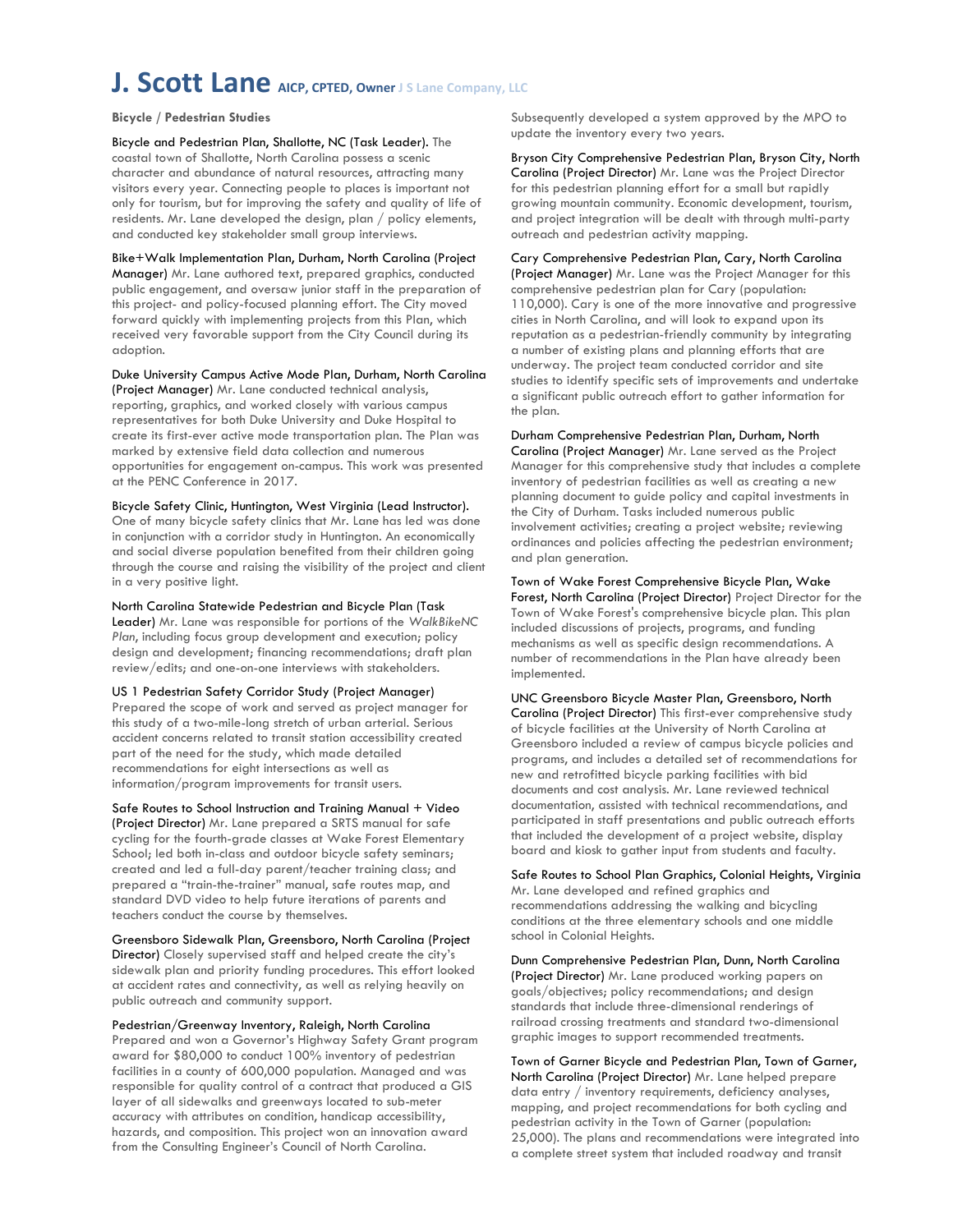# J. Scott Lane AICP, CPTED, Owner J S Lane Company, LLC

**Bicycle / Pedestrian Studies**

Bicycle and Pedestrian Plan, Shallotte, NC (Task Leader). The coastal town of Shallotte, North Carolina possess a scenic character and abundance of natural resources, attracting many visitors every year. Connecting people to places is important not only for tourism, but for improving the safety and quality of life of residents. Mr. Lane developed the design, plan / policy elements, and conducted key stakeholder small group interviews.

Bike+Walk Implementation Plan, Durham, North Carolina (Project Manager) Mr. Lane authored text, prepared graphics, conducted public engagement, and oversaw junior staff in the preparation of this project- and policy-focused planning effort. The City moved forward quickly with implementing projects from this Plan, which received very favorable support from the City Council during its adoption.

Duke University Campus Active Mode Plan, Durham, North Carolina (Project Manager) Mr. Lane conducted technical analysis, reporting, graphics, and worked closely with various campus representatives for both Duke University and Duke Hospital to create its first-ever active mode transportation plan. The Plan was marked by extensive field data collection and numerous opportunities for engagement on-campus. This work was presented at the PENC Conference in 2017.

Bicycle Safety Clinic, Huntington, West Virginia (Lead Instructor). One of many bicycle safety clinics that Mr. Lane has led was done in conjunction with a corridor study in Huntington. An economically and social diverse population benefited from their children going through the course and raising the visibility of the project and client in a very positive light.

North Carolina Statewide Pedestrian and Bicycle Plan (Task Leader) Mr. Lane was responsible for portions of the *WalkBikeNC Plan*, including focus group development and execution; policy design and development; financing recommendations; draft plan review/edits; and one-on-one interviews with stakeholders.

US 1 Pedestrian Safety Corridor Study (Project Manager) Prepared the scope of work and served as project manager for this study of a two-mile-long stretch of urban arterial. Serious accident concerns related to transit station accessibility created part of the need for the study, which made detailed recommendations for eight intersections as well as information/program improvements for transit users.

Safe Routes to School Instruction and Training Manual + Video (Project Director) Mr. Lane prepared a SRTS manual for safe cycling for the fourth-grade classes at Wake Forest Elementary School; led both in-class and outdoor bicycle safety seminars; created and led a full-day parent/teacher training class; and prepared a "train-the-trainer" manual, safe routes map, and standard DVD video to help future iterations of parents and teachers conduct the course by themselves.

Greensboro Sidewalk Plan, Greensboro, North Carolina (Project Director) Closely supervised staff and helped create the city's sidewalk plan and priority funding procedures. This effort looked at accident rates and connectivity, as well as relying heavily on public outreach and community support.

Pedestrian/Greenway Inventory, Raleigh, North Carolina Prepared and won a Governor's Highway Safety Grant program award for $80,000 to conduct 100% inventory of pedestrian facilities in a county of 600,000 population. Managed and was responsible for quality control of a contract that produced a GIS layer of all sidewalks and greenways located to sub-meter accuracy with attributes on condition, handicap accessibility, hazards, and composition. This project won an innovation award from the Consulting Engineer's Council of North Carolina. Subsequently developed a system approved by the MPO to update the inventory every two years.

Bryson City Comprehensive Pedestrian Plan, Bryson City, North Carolina (Project Director) Mr. Lane was the Project Director for this pedestrian planning effort for a small but rapidly growing mountain community. Economic development, tourism, and project integration will be dealt with through multi-party outreach and pedestrian activity mapping.

Cary Comprehensive Pedestrian Plan, Cary, North Carolina (Project Manager) Mr. Lane was the Project Manager for this comprehensive pedestrian plan for Cary (population: 110,000). Cary is one of the more innovative and progressive cities in North Carolina, and will look to expand upon its reputation as a pedestrian-friendly community by integrating a number of existing plans and planning efforts that are underway. The project team conducted corridor and site studies to identify specific sets of improvements and undertake a significant public outreach effort to gather information for the plan.

Durham Comprehensive Pedestrian Plan, Durham, North Carolina (Project Manager) Mr. Lane served as the Project Manager for this comprehensive study that includes a complete inventory of pedestrian facilities as well as creating a new planning document to guide policy and capital investments in the City of Durham. Tasks included numerous public involvement activities; creating a project website; reviewing ordinances and policies affecting the pedestrian environment; and plan generation.

Town of Wake Forest Comprehensive Bicycle Plan, Wake Forest, North Carolina (Project Director) Project Director for the Town of Wake Forest's comprehensive bicycle plan. This plan included discussions of projects, programs, and funding mechanisms as well as specific design recommendations. A number of recommendations in the Plan have already been implemented.

UNC Greensboro Bicycle Master Plan, Greensboro, North Carolina (Project Director) This first-ever comprehensive study of bicycle facilities at the University of North Carolina at Greensboro included a review of campus bicycle policies and programs, and includes a detailed set of recommendations for new and retrofitted bicycle parking facilities with bid documents and cost analysis. Mr. Lane reviewed technical documentation, assisted with technical recommendations, and participated in staff presentations and public outreach efforts that included the development of a project website, display board and kiosk to gather input from students and faculty.

Safe Routes to School Plan Graphics, Colonial Heights, Virginia Mr. Lane developed and refined graphics and recommendations addressing the walking and bicycling conditions at the three elementary schools and one middle school in Colonial Heights.

Dunn Comprehensive Pedestrian Plan, Dunn, North Carolina (Project Director) Mr. Lane produced working papers on goals/objectives; policy recommendations; and design standards that include three-dimensional renderings of railroad crossing treatments and standard two-dimensional graphic images to support recommended treatments.

Town of Garner Bicycle and Pedestrian Plan, Town of Garner, North Carolina (Project Director) Mr. Lane helped prepare data entry / inventory requirements, deficiency analyses, mapping, and project recommendations for both cycling and pedestrian activity in the Town of Garner (population: 25,000). The plans and recommendations were integrated into a complete street system that included roadway and transit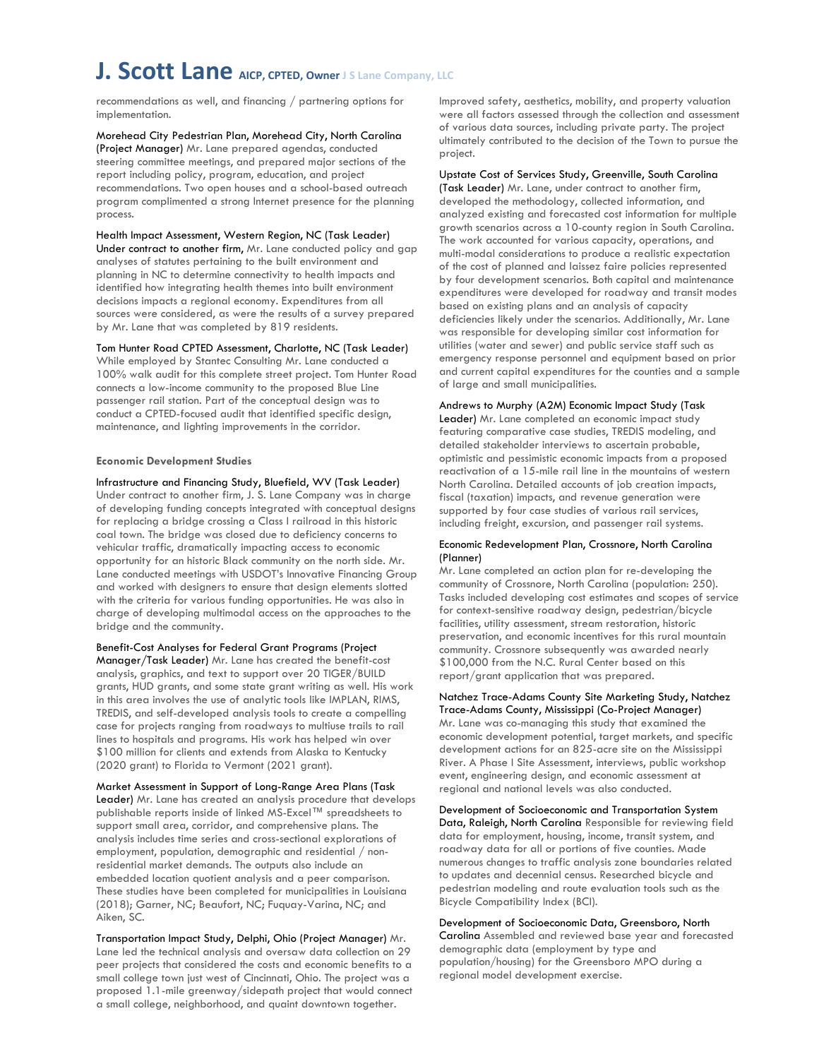recommendations as well, and financing / partnering options for implementation.

Morehead City Pedestrian Plan, Morehead City, North Carolina (Project Manager) Mr. Lane prepared agendas, conducted steering committee meetings, and prepared major sections of the report including policy, program, education, and project recommendations. Two open houses and a school-based outreach program complimented a strong Internet presence for the planning process.

Health Impact Assessment, Western Region, NC (Task Leader) Under contract to another firm, Mr. Lane conducted policy and gap analyses of statutes pertaining to the built environment and planning in NC to determine connectivity to health impacts and identified how integrating health themes into built environment decisions impacts a regional economy. Expenditures from all sources were considered, as were the results of a survey prepared by Mr. Lane that was completed by 819 residents.

Tom Hunter Road CPTED Assessment, Charlotte, NC (Task Leader) While employed by Stantec Consulting Mr. Lane conducted a 100% walk audit for this complete street project. Tom Hunter Road connects a low-income community to the proposed Blue Line passenger rail station. Part of the conceptual design was to conduct a CPTED-focused audit that identified specific design, maintenance, and lighting improvements in the corridor.

**Economic Development Studies**

Infrastructure and Financing Study, Bluefield, WV (Task Leader) Under contract to another firm, J. S. Lane Company was in charge of developing funding concepts integrated with conceptual designs for replacing a bridge crossing a Class I railroad in this historic coal town. The bridge was closed due to deficiency concerns to vehicular traffic, dramatically impacting access to economic opportunity for an historic Black community on the north side. Mr. Lane conducted meetings with USDOT's Innovative Financing Group and worked with designers to ensure that design elements slotted with the criteria for various funding opportunities. He was also in charge of developing multimodal access on the approaches to the bridge and the community.

Benefit-Cost Analyses for Federal Grant Programs (Project Manager/Task Leader) Mr. Lane has created the benefit-cost analysis, graphics, and text to support over 20 TIGER/BUILD grants, HUD grants, and some state grant writing as well. His work in this area involves the use of analytic tools like IMPLAN, RIMS, TREDIS, and self-developed analysis tools to create a compelling case for projects ranging from roadways to multiuse trails to rail lines to hospitals and programs. His work has helped win over $100 million for clients and extends from Alaska to Kentucky (2020 grant) to Florida to Vermont (2021 grant).

Market Assessment in Support of Long-Range Area Plans (Task Leader) Mr. Lane has created an analysis procedure that develops publishable reports inside of linked MS-Excel™ spreadsheets to support small area, corridor, and comprehensive plans. The analysis includes time series and cross-sectional explorations of employment, population, demographic and residential / non-residential market demands. The outputs also include an embedded location quotient analysis and a peer comparison. These studies have been completed for municipalities in Louisiana (2018); Garner, NC; Beaufort, NC; Fuquay-Varina, NC; and Aiken, SC.

Transportation Impact Study, Delphi, Ohio (Project Manager) Mr. Lane led the technical analysis and oversaw data collection on 29 peer projects that considered the costs and economic benefits to a small college town just west of Cincinnati, Ohio. The project was a proposed 1.1-mile greenway/sidepath project that would connect a small college, neighborhood, and quaint downtown together. Improved safety, aesthetics, mobility, and property valuation were all factors assessed through the collection and assessment of various data sources, including private party. The project ultimately contributed to the decision of the Town to pursue the project.

Upstate Cost of Services Study, Greenville, South Carolina (Task Leader) Mr. Lane, under contract to another firm, developed the methodology, collected information, and analyzed existing and forecasted cost information for multiple growth scenarios across a 10-county region in South Carolina. The work accounted for various capacity, operations, and multi-modal considerations to produce a realistic expectation of the cost of planned and laissez faire policies represented by four development scenarios. Both capital and maintenance expenditures were developed for roadway and transit modes based on existing plans and an analysis of capacity deficiencies likely under the scenarios. Additionally, Mr. Lane was responsible for developing similar cost information for utilities (water and sewer) and public service staff such as emergency response personnel and equipment based on prior and current capital expenditures for the counties and a sample of large and small municipalities.

Andrews to Murphy (A2M) Economic Impact Study (Task Leader) Mr. Lane completed an economic impact study featuring comparative case studies, TREDIS modeling, and detailed stakeholder interviews to ascertain probable, optimistic and pessimistic economic impacts from a proposed reactivation of a 15-mile rail line in the mountains of western North Carolina. Detailed accounts of job creation impacts, fiscal (taxation) impacts, and revenue generation were supported by four case studies of various rail services, including freight, excursion, and passenger rail systems.

Economic Redevelopment Plan, Crossnore, North Carolina (Planner) Mr. Lane completed an action plan for re-developing the community of Crossnore, North Carolina (population: 250). Tasks included developing cost estimates and scopes of service for context-sensitive roadway design, pedestrian/bicycle facilities, utility assessment, stream restoration, historic preservation, and economic incentives for this rural mountain community. Crossnore subsequently was awarded nearly $100,000 from the N.C. Rural Center based on this report/grant application that was prepared.

Natchez Trace-Adams County Site Marketing Study, Natchez Trace-Adams County, Mississippi (Co-Project Manager) Mr. Lane was co-managing this study that examined the economic development potential, target markets, and specific development actions for an 825-acre site on the Mississippi River. A Phase I Site Assessment, interviews, public workshop event, engineering design, and economic assessment at regional and national levels was also conducted.

Development of Socioeconomic and Transportation System Data, Raleigh, North Carolina Responsible for reviewing field data for employment, housing, income, transit system, and roadway data for all or portions of five counties. Made numerous changes to traffic analysis zone boundaries related to updates and decennial census. Researched bicycle and pedestrian modeling and route evaluation tools such as the Bicycle Compatibility Index (BCI).

Development of Socioeconomic Data, Greensboro, North Carolina Assembled and reviewed base year and forecasted demographic data (employment by type and population/housing) for the Greensboro MPO during a regional model development exercise.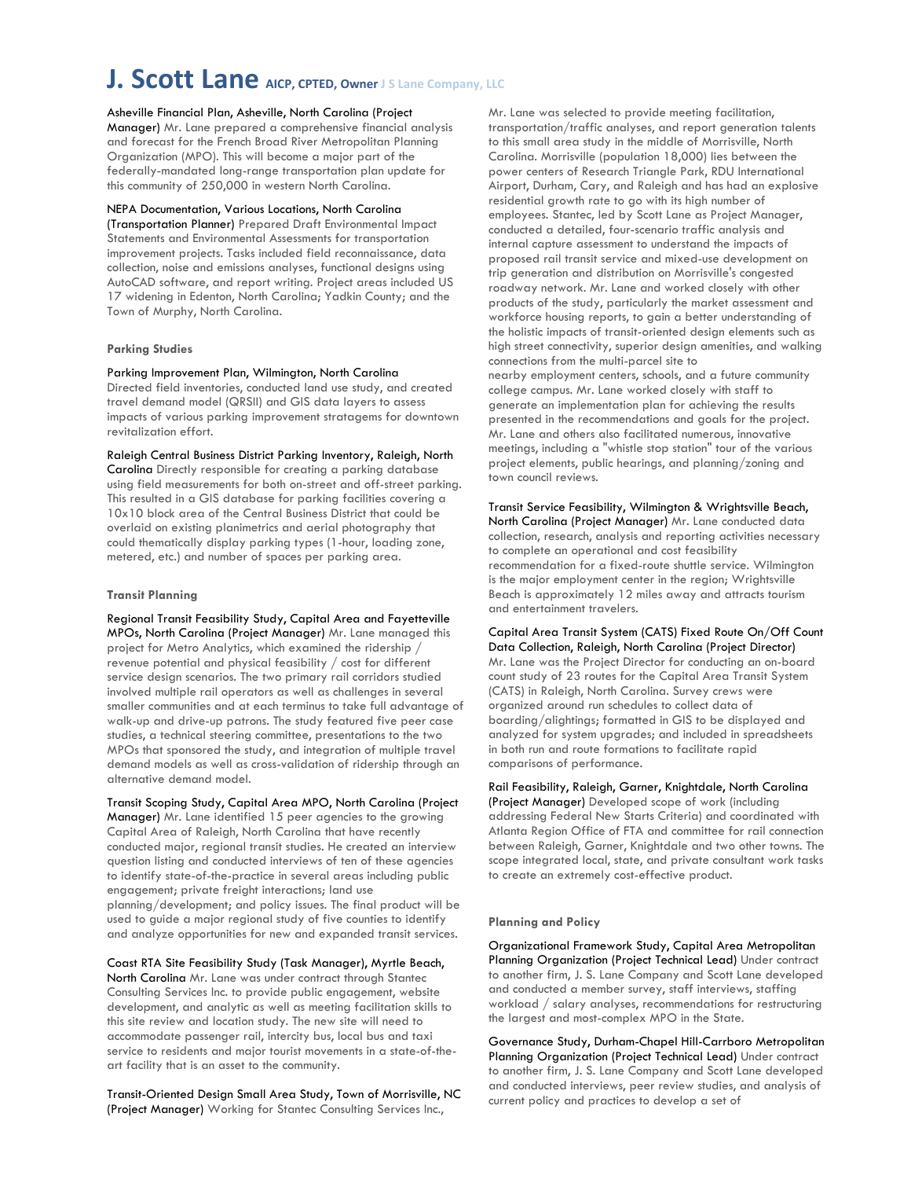# J. Scott Lane AICP, CPTED, Owner J S Lane Company, LLC

Asheville Financial Plan, Asheville, North Carolina (Project Manager) Mr. Lane prepared a comprehensive financial analysis and forecast for the French Broad River Metropolitan Planning Organization (MPO). This will become a major part of the federally-mandated long-range transportation plan update for this community of 250,000 in western North Carolina.

NEPA Documentation, Various Locations, North Carolina (Transportation Planner) Prepared Draft Environmental Impact Statements and Environmental Assessments for transportation improvement projects. Tasks included field reconnaissance, data collection, noise and emissions analyses, functional designs using AutoCAD software, and report writing. Project areas included US 17 widening in Edenton, North Carolina; Yadkin County; and the Town of Murphy, North Carolina.

**Parking Studies**

Parking Improvement Plan, Wilmington, North Carolina Directed field inventories, conducted land use study, and created travel demand model (QRSII) and GIS data layers to assess impacts of various parking improvement stratagems for downtown revitalization effort.

Raleigh Central Business District Parking Inventory, Raleigh, North Carolina Directly responsible for creating a parking database using field measurements for both on-street and off-street parking. This resulted in a GIS database for parking facilities covering a 10x10 block area of the Central Business District that could be overlaid on existing planimetrics and aerial photography that could thematically display parking types (1-hour, loading zone, metered, etc.) and number of spaces per parking area.

**Transit Planning**

Regional Transit Feasibility Study, Capital Area and Fayetteville MPOs, North Carolina (Project Manager) Mr. Lane managed this project for Metro Analytics, which examined the ridership / revenue potential and physical feasibility / cost for different service design scenarios. The two primary rail corridors studied involved multiple rail operators as well as challenges in several smaller communities and at each terminus to take full advantage of walk-up and drive-up patrons. The study featured five peer case studies, a technical steering committee, presentations to the two MPOs that sponsored the study, and integration of multiple travel demand models as well as cross-validation of ridership through an alternative demand model.

Transit Scoping Study, Capital Area MPO, North Carolina (Project Manager) Mr. Lane identified 15 peer agencies to the growing Capital Area of Raleigh, North Carolina that have recently conducted major, regional transit studies. He created an interview question listing and conducted interviews of ten of these agencies to identify state-of-the-practice in several areas including public engagement; private freight interactions; land use planning/development; and policy issues. The final product will be used to guide a major regional study of five counties to identify and analyze opportunities for new and expanded transit services.

Coast RTA Site Feasibility Study (Task Manager), Myrtle Beach, North Carolina Mr. Lane was under contract through Stantec Consulting Services Inc. to provide public engagement, website development, and analytic as well as meeting facilitation skills to this site review and location study. The new site will need to accommodate passenger rail, intercity bus, local bus and taxi service to residents and major tourist movements in a state-of-the-art facility that is an asset to the community.

Transit-Oriented Design Small Area Study, Town of Morrisville, NC (Project Manager) Working for Stantec Consulting Services Inc., Mr. Lane was selected to provide meeting facilitation, transportation/traffic analyses, and report generation talents to this small area study in the middle of Morrisville, North Carolina. Morrisville (population 18,000) lies between the power centers of Research Triangle Park, RDU International Airport, Durham, Cary, and Raleigh and has had an explosive residential growth rate to go with its high number of employees. Stantec, led by Scott Lane as Project Manager, conducted a detailed, four-scenario traffic analysis and internal capture assessment to understand the impacts of proposed rail transit service and mixed-use development on trip generation and distribution on Morrisville's congested roadway network. Mr. Lane and worked closely with other products of the study, particularly the market assessment and workforce housing reports, to gain a better understanding of the holistic impacts of transit-oriented design elements such as high street connectivity, superior design amenities, and walking connections from the multi-parcel site to nearby employment centers, schools, and a future community college campus. Mr. Lane worked closely with staff to generate an implementation plan for achieving the results presented in the recommendations and goals for the project. Mr. Lane and others also facilitated numerous, innovative meetings, including a "whistle stop station" tour of the various project elements, public hearings, and planning/zoning and town council reviews.

Transit Service Feasibility, Wilmington & Wrightsville Beach, North Carolina (Project Manager) Mr. Lane conducted data collection, research, analysis and reporting activities necessary to complete an operational and cost feasibility recommendation for a fixed-route shuttle service. Wilmington is the major employment center in the region; Wrightsville Beach is approximately 12 miles away and attracts tourism and entertainment travelers.

Capital Area Transit System (CATS) Fixed Route On/Off Count Data Collection, Raleigh, North Carolina (Project Director) Mr. Lane was the Project Director for conducting an on-board count study of 23 routes for the Capital Area Transit System (CATS) in Raleigh, North Carolina. Survey crews were organized around run schedules to collect data of boarding/alightings; formatted in GIS to be displayed and analyzed for system upgrades; and included in spreadsheets in both run and route formations to facilitate rapid comparisons of performance.

Rail Feasibility, Raleigh, Garner, Knightdale, North Carolina (Project Manager) Developed scope of work (including addressing Federal New Starts Criteria) and coordinated with Atlanta Region Office of FTA and committee for rail connection between Raleigh, Garner, Knightdale and two other towns. The scope integrated local, state, and private consultant work tasks to create an extremely cost-effective product.

**Planning and Policy**

Organizational Framework Study, Capital Area Metropolitan Planning Organization (Project Technical Lead) Under contract to another firm, J. S. Lane Company and Scott Lane developed and conducted a member survey, staff interviews, staffing workload / salary analyses, recommendations for restructuring the largest and most-complex MPO in the State.

Governance Study, Durham-Chapel Hill-Carrboro Metropolitan Planning Organization (Project Technical Lead) Under contract to another firm, J. S. Lane Company and Scott Lane developed and conducted interviews, peer review studies, and analysis of current policy and practices to develop a set of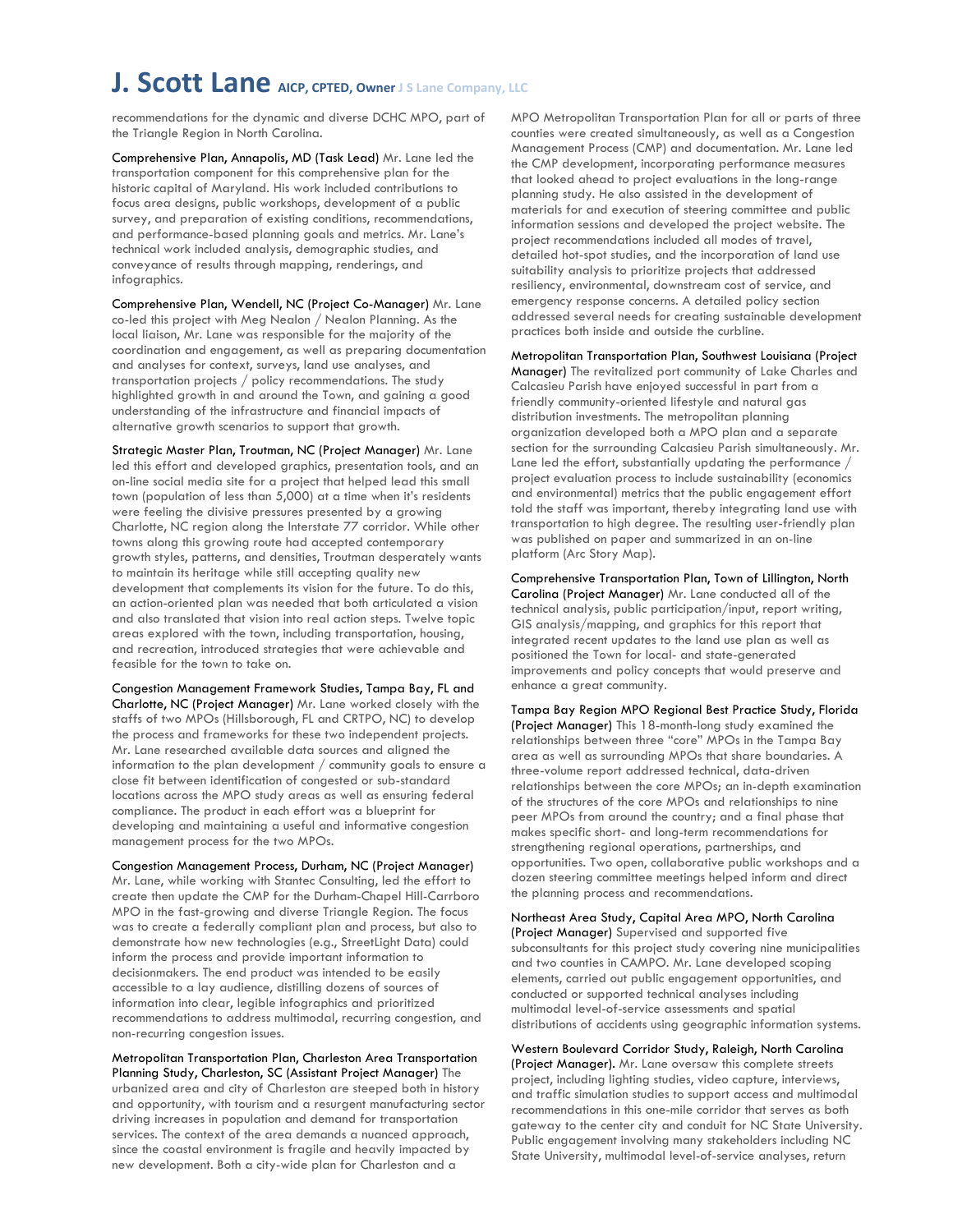recommendations for the dynamic and diverse DCHC MPO, part of the Triangle Region in North Carolina.

Comprehensive Plan, Annapolis, MD (Task Lead) Mr. Lane led the transportation component for this comprehensive plan for the historic capital of Maryland. His work included contributions to focus area designs, public workshops, development of a public survey, and preparation of existing conditions, recommendations, and performance-based planning goals and metrics. Mr. Lane's technical work included analysis, demographic studies, and conveyance of results through mapping, renderings, and infographics.

Comprehensive Plan, Wendell, NC (Project Co-Manager) Mr. Lane co-led this project with Meg Nealon / Nealon Planning. As the local liaison, Mr. Lane was responsible for the majority of the coordination and engagement, as well as preparing documentation and analyses for context, surveys, land use analyses, and transportation projects / policy recommendations. The study highlighted growth in and around the Town, and gaining a good understanding of the infrastructure and financial impacts of alternative growth scenarios to support that growth.

Strategic Master Plan, Troutman, NC (Project Manager) Mr. Lane led this effort and developed graphics, presentation tools, and an on-line social media site for a project that helped lead this small town (population of less than 5,000) at a time when it's residents were feeling the divisive pressures presented by a growing Charlotte, NC region along the Interstate 77 corridor. While other towns along this growing route had accepted contemporary growth styles, patterns, and densities, Troutman desperately wants to maintain its heritage while still accepting quality new development that complements its vision for the future. To do this, an action-oriented plan was needed that both articulated a vision and also translated that vision into real action steps. Twelve topic areas explored with the town, including transportation, housing, and recreation, introduced strategies that were achievable and feasible for the town to take on.

Congestion Management Framework Studies, Tampa Bay, FL and Charlotte, NC (Project Manager) Mr. Lane worked closely with the staffs of two MPOs (Hillsborough, FL and CRTPO, NC) to develop the process and frameworks for these two independent projects. Mr. Lane researched available data sources and aligned the information to the plan development / community goals to ensure a close fit between identification of congested or sub-standard locations across the MPO study areas as well as ensuring federal compliance. The product in each effort was a blueprint for developing and maintaining a useful and informative congestion management process for the two MPOs.

Congestion Management Process, Durham, NC (Project Manager) Mr. Lane, while working with Stantec Consulting, led the effort to create then update the CMP for the Durham-Chapel Hill-Carrboro MPO in the fast-growing and diverse Triangle Region. The focus was to create a federally compliant plan and process, but also to demonstrate how new technologies (e.g., StreetLight Data) could inform the process and provide important information to decisionmakers. The end product was intended to be easily accessible to a lay audience, distilling dozens of sources of information into clear, legible infographics and prioritized recommendations to address multimodal, recurring congestion, and non-recurring congestion issues.

Metropolitan Transportation Plan, Charleston Area Transportation Planning Study, Charleston, SC (Assistant Project Manager) The urbanized area and city of Charleston are steeped both in history and opportunity, with tourism and a resurgent manufacturing sector driving increases in population and demand for transportation services. The context of the area demands a nuanced approach, since the coastal environment is fragile and heavily impacted by new development. Both a city-wide plan for Charleston and a MPO Metropolitan Transportation Plan for all or parts of three counties were created simultaneously, as well as a Congestion Management Process (CMP) and documentation. Mr. Lane led the CMP development, incorporating performance measures that looked ahead to project evaluations in the long-range planning study. He also assisted in the development of materials for and execution of steering committee and public information sessions and developed the project website. The project recommendations included all modes of travel, detailed hot-spot studies, and the incorporation of land use suitability analysis to prioritize projects that addressed resiliency, environmental, downstream cost of service, and emergency response concerns. A detailed policy section addressed several needs for creating sustainable development practices both inside and outside the curbline.

Metropolitan Transportation Plan, Southwest Louisiana (Project Manager) The revitalized port community of Lake Charles and Calcasieu Parish have enjoyed successful in part from a friendly community-oriented lifestyle and natural gas distribution investments. The metropolitan planning organization developed both a MPO plan and a separate section for the surrounding Calcasieu Parish simultaneously. Mr. Lane led the effort, substantially updating the performance / project evaluation process to include sustainability (economics and environmental) metrics that the public engagement effort told the staff was important, thereby integrating land use with transportation to high degree. The resulting user-friendly plan was published on paper and summarized in an on-line platform (Arc Story Map).

Comprehensive Transportation Plan, Town of Lillington, North Carolina (Project Manager) Mr. Lane conducted all of the technical analysis, public participation/input, report writing, GIS analysis/mapping, and graphics for this report that integrated recent updates to the land use plan as well as positioned the Town for local- and state-generated improvements and policy concepts that would preserve and enhance a great community.

Tampa Bay Region MPO Regional Best Practice Study, Florida (Project Manager) This 18-month-long study examined the relationships between three "core" MPOs in the Tampa Bay area as well as surrounding MPOs that share boundaries. A three-volume report addressed technical, data-driven relationships between the core MPOs; an in-depth examination of the structures of the core MPOs and relationships to nine peer MPOs from around the country; and a final phase that makes specific short- and long-term recommendations for strengthening regional operations, partnerships, and opportunities. Two open, collaborative public workshops and a dozen steering committee meetings helped inform and direct the planning process and recommendations.

Northeast Area Study, Capital Area MPO, North Carolina (Project Manager) Supervised and supported five subconsultants for this project study covering nine municipalities and two counties in CAMPO. Mr. Lane developed scoping elements, carried out public engagement opportunities, and conducted or supported technical analyses including multimodal level-of-service assessments and spatial distributions of accidents using geographic information systems.

Western Boulevard Corridor Study, Raleigh, North Carolina (Project Manager). Mr. Lane oversaw this complete streets project, including lighting studies, video capture, interviews, and traffic simulation studies to support access and multimodal recommendations in this one-mile corridor that serves as both gateway to the center city and conduit for NC State University. Public engagement involving many stakeholders including NC State University, multimodal level-of-service analyses, return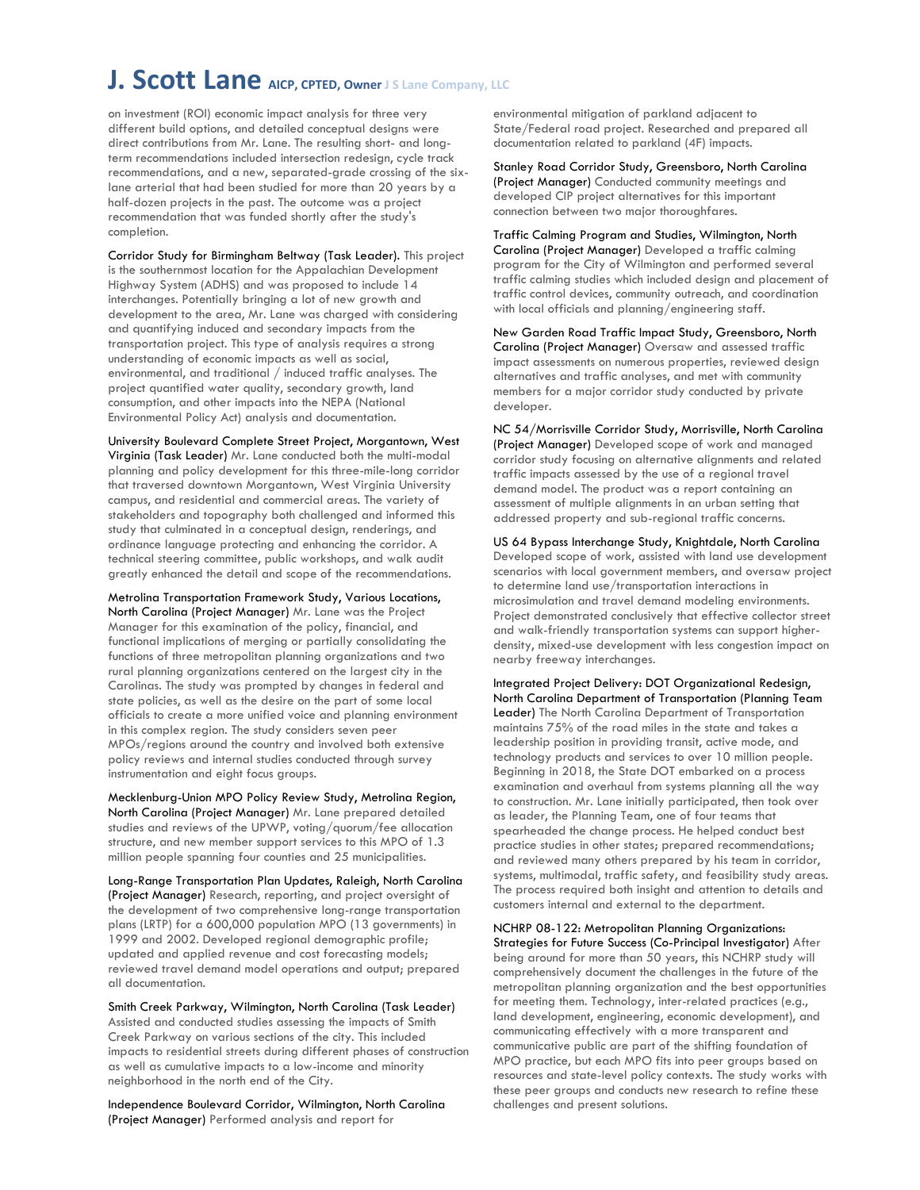on investment (ROI) economic impact analysis for three very different build options, and detailed conceptual designs were direct contributions from Mr. Lane. The resulting short- and long-term recommendations included intersection redesign, cycle track recommendations, and a new, separated-grade crossing of the six-lane arterial that had been studied for more than 20 years by a half-dozen projects in the past. The outcome was a project recommendation that was funded shortly after the study's completion.

Corridor Study for Birmingham Beltway (Task Leader). This project is the southernmost location for the Appalachian Development Highway System (ADHS) and was proposed to include 14 interchanges. Potentially bringing a lot of new growth and development to the area, Mr. Lane was charged with considering and quantifying induced and secondary impacts from the transportation project. This type of analysis requires a strong understanding of economic impacts as well as social, environmental, and traditional / induced traffic analyses. The project quantified water quality, secondary growth, land consumption, and other impacts into the NEPA (National Environmental Policy Act) analysis and documentation.

University Boulevard Complete Street Project, Morgantown, West Virginia (Task Leader) Mr. Lane conducted both the multi-modal planning and policy development for this three-mile-long corridor that traversed downtown Morgantown, West Virginia University campus, and residential and commercial areas. The variety of stakeholders and topography both challenged and informed this study that culminated in a conceptual design, renderings, and ordinance language protecting and enhancing the corridor. A technical steering committee, public workshops, and walk audit greatly enhanced the detail and scope of the recommendations.

Metrolina Transportation Framework Study, Various Locations, North Carolina (Project Manager) Mr. Lane was the Project Manager for this examination of the policy, financial, and functional implications of merging or partially consolidating the functions of three metropolitan planning organizations and two rural planning organizations centered on the largest city in the Carolinas. The study was prompted by changes in federal and state policies, as well as the desire on the part of some local officials to create a more unified voice and planning environment in this complex region. The study considers seven peer MPOs/regions around the country and involved both extensive policy reviews and internal studies conducted through survey instrumentation and eight focus groups.

Mecklenburg-Union MPO Policy Review Study, Metrolina Region, North Carolina (Project Manager) Mr. Lane prepared detailed studies and reviews of the UPWP, voting/quorum/fee allocation structure, and new member support services to this MPO of 1.3 million people spanning four counties and 25 municipalities.

Long-Range Transportation Plan Updates, Raleigh, North Carolina (Project Manager) Research, reporting, and project oversight of the development of two comprehensive long-range transportation plans (LRTP) for a 600,000 population MPO (13 governments) in 1999 and 2002. Developed regional demographic profile; updated and applied revenue and cost forecasting models; reviewed travel demand model operations and output; prepared all documentation.

Smith Creek Parkway, Wilmington, North Carolina (Task Leader) Assisted and conducted studies assessing the impacts of Smith Creek Parkway on various sections of the city. This included impacts to residential streets during different phases of construction as well as cumulative impacts to a low-income and minority neighborhood in the north end of the City.

Independence Boulevard Corridor, Wilmington, North Carolina (Project Manager) Performed analysis and report for environmental mitigation of parkland adjacent to State/Federal road project. Researched and prepared all documentation related to parkland (4F) impacts.

Stanley Road Corridor Study, Greensboro, North Carolina (Project Manager) Conducted community meetings and developed CIP project alternatives for this important connection between two major thoroughfares.

Traffic Calming Program and Studies, Wilmington, North Carolina (Project Manager) Developed a traffic calming program for the City of Wilmington and performed several traffic calming studies which included design and placement of traffic control devices, community outreach, and coordination with local officials and planning/engineering staff.

New Garden Road Traffic Impact Study, Greensboro, North Carolina (Project Manager) Oversaw and assessed traffic impact assessments on numerous properties, reviewed design alternatives and traffic analyses, and met with community members for a major corridor study conducted by private developer.

NC 54/Morrisville Corridor Study, Morrisville, North Carolina (Project Manager) Developed scope of work and managed corridor study focusing on alternative alignments and related traffic impacts assessed by the use of a regional travel demand model. The product was a report containing an assessment of multiple alignments in an urban setting that addressed property and sub-regional traffic concerns.

US 64 Bypass Interchange Study, Knightdale, North Carolina Developed scope of work, assisted with land use development scenarios with local government members, and oversaw project to determine land use/transportation interactions in microsimulation and travel demand modeling environments. Project demonstrated conclusively that effective collector street and walk-friendly transportation systems can support higher-density, mixed-use development with less congestion impact on nearby freeway interchanges.

Integrated Project Delivery: DOT Organizational Redesign, North Carolina Department of Transportation (Planning Team Leader) The North Carolina Department of Transportation maintains 75% of the road miles in the state and takes a leadership position in providing transit, active mode, and technology products and services to over 10 million people. Beginning in 2018, the State DOT embarked on a process examination and overhaul from systems planning all the way to construction. Mr. Lane initially participated, then took over as leader, the Planning Team, one of four teams that spearheaded the change process. He helped conduct best practice studies in other states; prepared recommendations; and reviewed many others prepared by his team in corridor, systems, multimodal, traffic safety, and feasibility study areas. The process required both insight and attention to details and customers internal and external to the department.

NCHRP 08-122: Metropolitan Planning Organizations: Strategies for Future Success (Co-Principal Investigator) After being around for more than 50 years, this NCHRP study will comprehensively document the challenges in the future of the metropolitan planning organization and the best opportunities for meeting them. Technology, inter-related practices (e.g., land development, engineering, economic development), and communicating effectively with a more transparent and communicative public are part of the shifting foundation of MPO practice, but each MPO fits into peer groups based on resources and state-level policy contexts. The study works with these peer groups and conducts new research to refine these challenges and present solutions.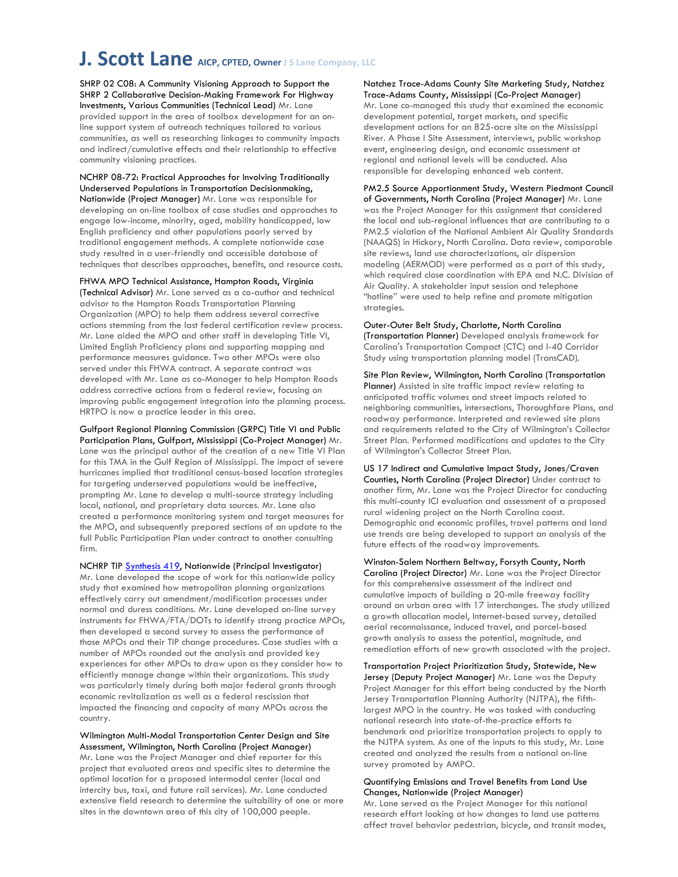# J. Scott Lane AICP, CPTED, Owner J S Lane Company, LLC

SHRP 02 C08: A Community Visioning Approach to Support the SHRP 2 Collaborative Decision-Making Framework For Highway Investments, Various Communities (Technical Lead) Mr. Lane provided support in the area of toolbox development for an on-line support system of outreach techniques tailored to various communities, as well as researching linkages to community impacts and indirect/cumulative effects and their relationship to effective community visioning practices.

NCHRP 08-72: Practical Approaches for Involving Traditionally Underserved Populations in Transportation Decisionmaking, Nationwide (Project Manager) Mr. Lane was responsible for developing an on-line toolbox of case studies and approaches to engage low-income, minority, aged, mobility handicapped, low English proficiency and other populations poorly served by traditional engagement methods. A complete nationwide case study resulted in a user-friendly and accessible database of techniques that describes approaches, benefits, and resource costs.

FHWA MPO Technical Assistance, Hampton Roads, Virginia (Technical Advisor) Mr. Lane served as a co-author and technical advisor to the Hampton Roads Transportation Planning Organization (MPO) to help them address several corrective actions stemming from the last federal certification review process. Mr. Lane aided the MPO and other staff in developing Title VI, Limited English Proficiency plans and supporting mapping and performance measures guidance. Two other MPOs were also served under this FHWA contract. A separate contract was developed with Mr. Lane as co-Manager to help Hampton Roads address corrective actions from a federal review, focusing on improving public engagement integration into the planning process. HRTPO is now a practice leader in this area.

Gulfport Regional Planning Commission (GRPC) Title VI and Public Participation Plans, Gulfport, Mississippi (Co-Project Manager) Mr. Lane was the principal author of the creation of a new Title VI Plan for this TMA in the Gulf Region of Mississippi. The impact of severe hurricanes implied that traditional census-based location strategies for targeting underserved populations would be ineffective, prompting Mr. Lane to develop a multi-source strategy including local, national, and proprietary data sources. Mr. Lane also created a performance monitoring system and target measures for the MPO, and subsequently prepared sections of an update to the full Public Participation Plan under contract to another consulting firm.

NCHRP TIP Synthesis 419, Nationwide (Principal Investigator) Mr. Lane developed the scope of work for this nationwide policy study that examined how metropolitan planning organizations effectively carry out amendment/modification processes under normal and duress conditions. Mr. Lane developed on-line survey instruments for FHWA/FTA/DOTs to identify strong practice MPOs, then developed a second survey to assess the performance of those MPOs and their TIP change procedures. Case studies with a number of MPOs rounded out the analysis and provided key experiences for other MPOs to draw upon as they consider how to efficiently manage change within their organizations. This study was particularly timely during both major federal grants through economic revitalization as well as a federal rescission that impacted the financing and capacity of many MPOs across the country.

Wilmington Multi-Modal Transportation Center Design and Site Assessment, Wilmington, North Carolina (Project Manager) Mr. Lane was the Project Manager and chief reporter for this project that evaluated areas and specific sites to determine the optimal location for a proposed intermodal center (local and intercity bus, taxi, and future rail services). Mr. Lane conducted extensive field research to determine the suitability of one or more sites in the downtown area of this city of 100,000 people.

Natchez Trace-Adams County Site Marketing Study, Natchez Trace-Adams County, Mississippi (Co-Project Manager) Mr. Lane co-managed this study that examined the economic development potential, target markets, and specific development actions for an 825-acre site on the Mississippi River. A Phase I Site Assessment, interviews, public workshop event, engineering design, and economic assessment at regional and national levels will be conducted. Also responsible for developing enhanced web content.

PM2.5 Source Apportionment Study, Western Piedmont Council of Governments, North Carolina (Project Manager) Mr. Lane was the Project Manager for this assignment that considered the local and sub-regional influences that are contributing to a PM2.5 violation of the National Ambient Air Quality Standards (NAAQS) in Hickory, North Carolina. Data review, comparable site reviews, land use characterizations, air dispersion modeling (AERMOD) were performed as a part of this study, which required close coordination with EPA and N.C. Division of Air Quality. A stakeholder input session and telephone "hotline" were used to help refine and promote mitigation strategies.

Outer-Outer Belt Study, Charlotte, North Carolina (Transportation Planner) Developed analysis framework for Carolina's Transportation Compact (CTC) and I-40 Corridor Study using transportation planning model (TransCAD).

Site Plan Review, Wilmington, North Carolina (Transportation Planner) Assisted in site traffic impact review relating to anticipated traffic volumes and street impacts related to neighboring communities, intersections, Thoroughfare Plans, and roadway performance. Interpreted and reviewed site plans and requirements related to the City of Wilmington's Collector Street Plan. Performed modifications and updates to the City of Wilmington's Collector Street Plan.

US 17 Indirect and Cumulative Impact Study, Jones/Craven Counties, North Carolina (Project Director) Under contract to another firm, Mr. Lane was the Project Director for conducting this multi-county ICI evaluation and assessment of a proposed rural widening project on the North Carolina coast. Demographic and economic profiles, travel patterns and land use trends are being developed to support an analysis of the future effects of the roadway improvements.

Winston-Salem Northern Beltway, Forsyth County, North Carolina (Project Director) Mr. Lane was the Project Director for this comprehensive assessment of the indirect and cumulative impacts of building a 20-mile freeway facility around an urban area with 17 interchanges. The study utilized a growth allocation model, Internet-based survey, detailed aerial reconnaissance, induced travel, and parcel-based growth analysis to assess the potential, magnitude, and remediation efforts of new growth associated with the project.

Transportation Project Prioritization Study, Statewide, New Jersey (Deputy Project Manager) Mr. Lane was the Deputy Project Manager for this effort being conducted by the North Jersey Transportation Planning Authority (NJTPA), the fifth-largest MPO in the country. He was tasked with conducting national research into state-of-the-practice efforts to benchmark and prioritize transportation projects to apply to the NJTPA system. As one of the inputs to this study, Mr. Lane created and analyzed the results from a national on-line survey promoted by AMPO.

Quantifying Emissions and Travel Benefits from Land Use Changes, Nationwide (Project Manager) Mr. Lane served as the Project Manager for this national research effort looking at how changes to land use patterns affect travel behavior pedestrian, bicycle, and transit modes,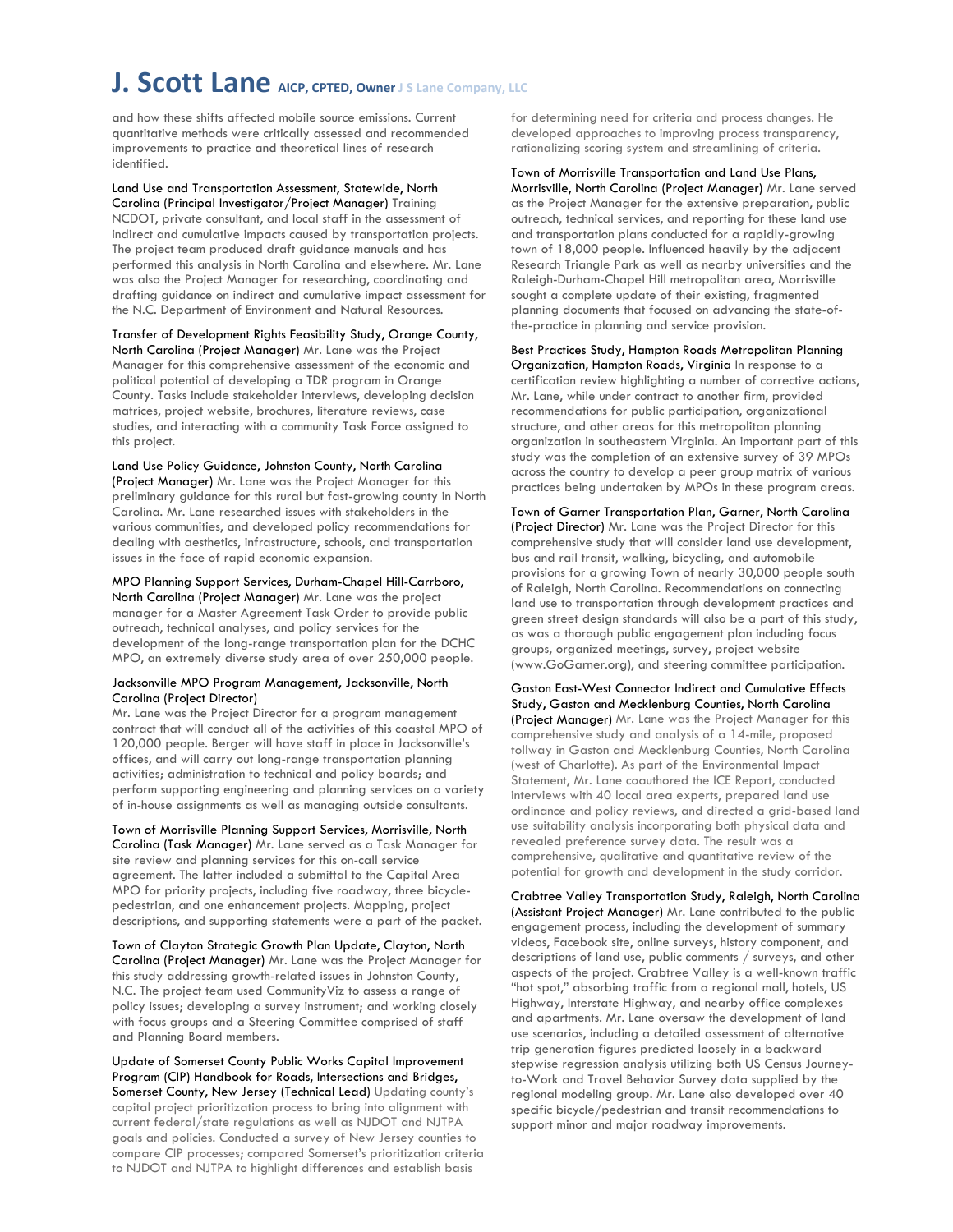and how these shifts affected mobile source emissions. Current quantitative methods were critically assessed and recommended improvements to practice and theoretical lines of research identified.

**Land Use and Transportation Assessment, Statewide, North Carolina (Principal Investigator/Project Manager)** Training NCDOT, private consultant, and local staff in the assessment of indirect and cumulative impacts caused by transportation projects. The project team produced draft guidance manuals and has performed this analysis in North Carolina and elsewhere. Mr. Lane was also the Project Manager for researching, coordinating and drafting guidance on indirect and cumulative impact assessment for the N.C. Department of Environment and Natural Resources.

**Transfer of Development Rights Feasibility Study, Orange County, North Carolina (Project Manager)** Mr. Lane was the Project Manager for this comprehensive assessment of the economic and political potential of developing a TDR program in Orange County. Tasks include stakeholder interviews, developing decision matrices, project website, brochures, literature reviews, case studies, and interacting with a community Task Force assigned to this project.

**Land Use Policy Guidance, Johnston County, North Carolina (Project Manager)** Mr. Lane was the Project Manager for this preliminary guidance for this rural but fast-growing county in North Carolina. Mr. Lane researched issues with stakeholders in the various communities, and developed policy recommendations for dealing with aesthetics, infrastructure, schools, and transportation issues in the face of rapid economic expansion.

**MPO Planning Support Services, Durham-Chapel Hill-Carrboro, North Carolina (Project Manager)** Mr. Lane was the project manager for a Master Agreement Task Order to provide public outreach, technical analyses, and policy services for the development of the long-range transportation plan for the DCHC MPO, an extremely diverse study area of over 250,000 people.

**Jacksonville MPO Program Management, Jacksonville, North Carolina (Project Director)**
Mr. Lane was the Project Director for a program management contract that will conduct all of the activities of this coastal MPO of 120,000 people. Berger will have staff in place in Jacksonville's offices, and will carry out long-range transportation planning activities; administration to technical and policy boards; and perform supporting engineering and planning services on a variety of in-house assignments as well as managing outside consultants.

**Town of Morrisville Planning Support Services, Morrisville, North Carolina (Task Manager)** Mr. Lane served as a Task Manager for site review and planning services for this on-call service agreement. The latter included a submittal to the Capital Area MPO for priority projects, including five roadway, three bicycle-pedestrian, and one enhancement projects. Mapping, project descriptions, and supporting statements were a part of the packet.

**Town of Clayton Strategic Growth Plan Update, Clayton, North Carolina (Project Manager)** Mr. Lane was the Project Manager for this study addressing growth-related issues in Johnston County, N.C. The project team used CommunityViz to assess a range of policy issues; developing a survey instrument; and working closely with focus groups and a Steering Committee comprised of staff and Planning Board members.

**Update of Somerset County Public Works Capital Improvement Program (CIP) Handbook for Roads, Intersections and Bridges, Somerset County, New Jersey (Technical Lead)** Updating county's capital project prioritization process to bring into alignment with current federal/state regulations as well as NJDOT and NJTPA goals and policies. Conducted a survey of New Jersey counties to compare CIP processes; compared Somerset's prioritization criteria to NJDOT and NJTPA to highlight differences and establish basis for determining need for criteria and process changes. He developed approaches to improving process transparency, rationalizing scoring system and streamlining of criteria.

**Town of Morrisville Transportation and Land Use Plans, Morrisville, North Carolina (Project Manager)** Mr. Lane served as the Project Manager for the extensive preparation, public outreach, technical services, and reporting for these land use and transportation plans conducted for a rapidly-growing town of 18,000 people. Influenced heavily by the adjacent Research Triangle Park as well as nearby universities and the Raleigh-Durham-Chapel Hill metropolitan area, Morrisville sought a complete update of their existing, fragmented planning documents that focused on advancing the state-of-the-practice in planning and service provision.

**Best Practices Study, Hampton Roads Metropolitan Planning Organization, Hampton Roads, Virginia** In response to a certification review highlighting a number of corrective actions, Mr. Lane, while under contract to another firm, provided recommendations for public participation, organizational structure, and other areas for this metropolitan planning organization in southeastern Virginia. An important part of this study was the completion of an extensive survey of 39 MPOs across the country to develop a peer group matrix of various practices being undertaken by MPOs in these program areas.

**Town of Garner Transportation Plan, Garner, North Carolina (Project Director)** Mr. Lane was the Project Director for this comprehensive study that will consider land use development, bus and rail transit, walking, bicycling, and automobile provisions for a growing Town of nearly 30,000 people south of Raleigh, North Carolina. Recommendations on connecting land use to transportation through development practices and green street design standards will also be a part of this study, as was a thorough public engagement plan including focus groups, organized meetings, survey, project website (www.GoGarner.org), and steering committee participation.

**Gaston East-West Connector Indirect and Cumulative Effects Study, Gaston and Mecklenburg Counties, North Carolina (Project Manager)** Mr. Lane was the Project Manager for this comprehensive study and analysis of a 14-mile, proposed tollway in Gaston and Mecklenburg Counties, North Carolina (west of Charlotte). As part of the Environmental Impact Statement, Mr. Lane coauthored the ICE Report, conducted interviews with 40 local area experts, prepared land use ordinance and policy reviews, and directed a grid-based land use suitability analysis incorporating both physical data and revealed preference survey data. The result was a comprehensive, qualitative and quantitative review of the potential for growth and development in the study corridor.

**Crabtree Valley Transportation Study, Raleigh, North Carolina (Assistant Project Manager)** Mr. Lane contributed to the public engagement process, including the development of summary videos, Facebook site, online surveys, history component, and descriptions of land use, public comments / surveys, and other aspects of the project. Crabtree Valley is a well-known traffic "hot spot," absorbing traffic from a regional mall, hotels, US Highway, Interstate Highway, and nearby office complexes and apartments. Mr. Lane oversaw the development of land use scenarios, including a detailed assessment of alternative trip generation figures predicted loosely in a backward stepwise regression analysis utilizing both US Census Journey-to-Work and Travel Behavior Survey data supplied by the regional modeling group. Mr. Lane also developed over 40 specific bicycle/pedestrian and transit recommendations to support minor and major roadway improvements.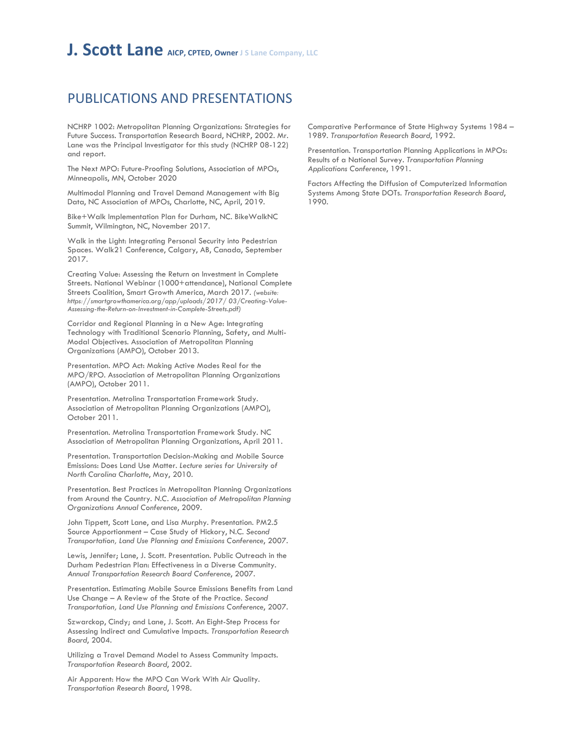# J. Scott Lane AICP, CPTED, Owner J S Lane Company, LLC

## PUBLICATIONS AND PRESENTATIONS

NCHRP 1002: Metropolitan Planning Organizations: Strategies for Future Success. Transportation Research Board, NCHRP, 2002. Mr. Lane was the Principal Investigator for this study (NCHRP 08-122) and report.

The Next MPO: Future-Proofing Solutions, Association of MPOs, Minneapolis, MN, October 2020

Multimodal Planning and Travel Demand Management with Big Data, NC Association of MPOs, Charlotte, NC, April, 2019.

Bike+Walk Implementation Plan for Durham, NC. BikeWalkNC Summit, Wilmington, NC, November 2017.

Walk in the Light: Integrating Personal Security into Pedestrian Spaces. Walk21 Conference, Calgary, AB, Canada, September 2017.

Creating Value: Assessing the Return on Investment in Complete Streets. National Webinar (1000+attendance), National Complete Streets Coalition, Smart Growth America, March 2017. *(website: https://smartgrowthamerica.org/app/uploads/2017/ 03/Creating-Value-Assessing-the-Return-on-Investment-in-Complete-Streets.pdf)*

Corridor and Regional Planning in a New Age: Integrating Technology with Traditional Scenario Planning, Safety, and Multi-Modal Objectives. Association of Metropolitan Planning Organizations (AMPO), October 2013.

Presentation. MPO Act: Making Active Modes Real for the MPO/RPO. Association of Metropolitan Planning Organizations (AMPO), October 2011.

Presentation. Metrolina Transportation Framework Study. Association of Metropolitan Planning Organizations (AMPO), October 2011.

Presentation. Metrolina Transportation Framework Study. NC Association of Metropolitan Planning Organizations, April 2011.

Presentation. Transportation Decision-Making and Mobile Source Emissions: Does Land Use Matter. *Lecture series for University of North Carolina Charlotte*, May, 2010.

Presentation. Best Practices in Metropolitan Planning Organizations from Around the Country. *N.C. Association of Metropolitan Planning Organizations Annual Conference*, 2009.

John Tippett, Scott Lane, and Lisa Murphy. Presentation. PM2.5 Source Apportionment – Case Study of Hickory, N.C. *Second Transportation, Land Use Planning and Emissions Conference*, 2007.

Lewis, Jennifer; Lane, J. Scott. Presentation. Public Outreach in the Durham Pedestrian Plan: Effectiveness in a Diverse Community. *Annual Transportation Research Board Conference*, 2007.

Presentation. Estimating Mobile Source Emissions Benefits from Land Use Change – A Review of the State of the Practice. *Second Transportation, Land Use Planning and Emissions Conference*, 2007.

Szwarckop, Cindy; and Lane, J. Scott. An Eight-Step Process for Assessing Indirect and Cumulative Impacts. *Transportation Research Board*, 2004.

Utilizing a Travel Demand Model to Assess Community Impacts. *Transportation Research Board*, 2002.

Air Apparent: How the MPO Can Work With Air Quality. *Transportation Research Board*, 1998.

Comparative Performance of State Highway Systems 1984 – 1989. *Transportation Research Board*, 1992.

Presentation. Transportation Planning Applications in MPOs: Results of a National Survey. *Transportation Planning Applications Conference*, 1991.

Factors Affecting the Diffusion of Computerized Information Systems Among State DOTs. *Transportation Research Board*, 1990.